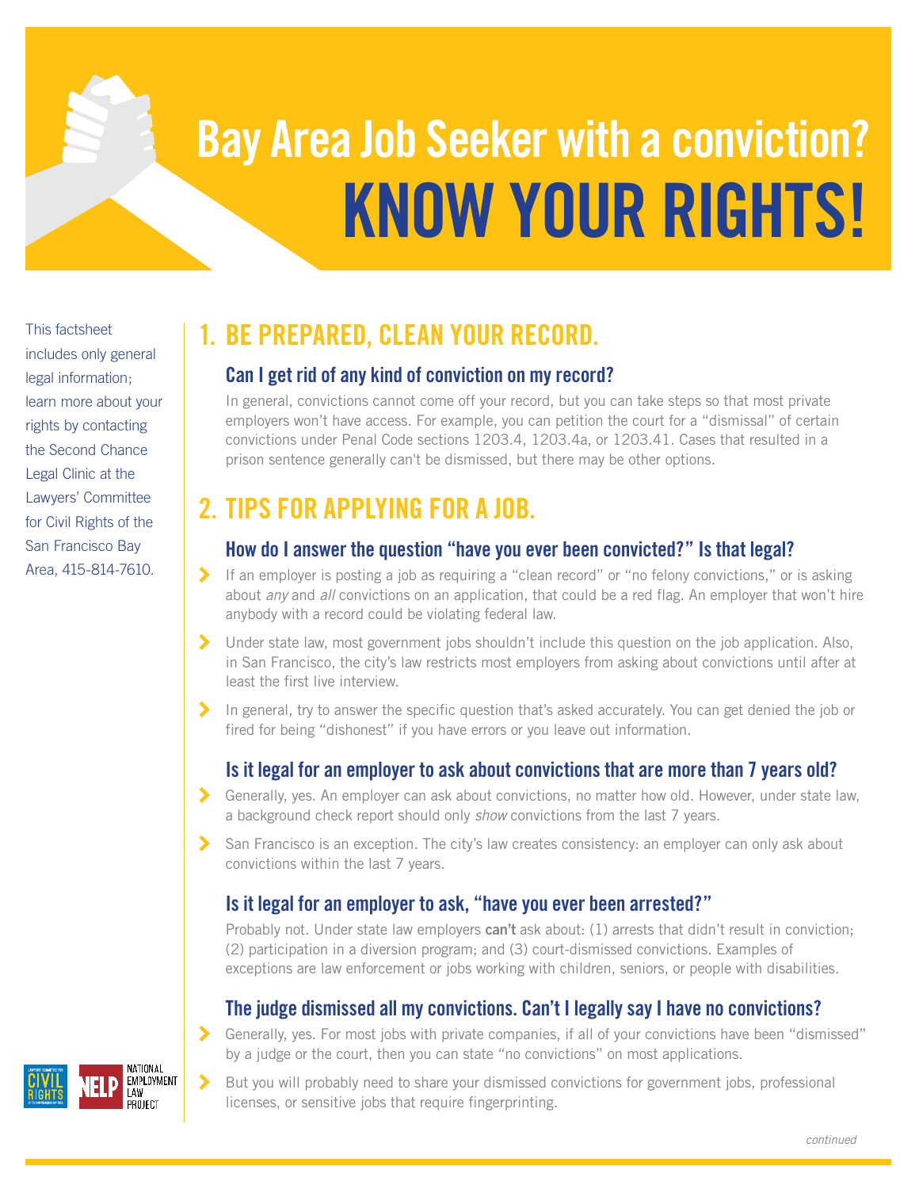# Bay Area Job Seeker with a conviction?

# KNOW YOUR RIGHTS!

This factsheet includes only general legal information; learn more about your rights by contacting the Second Chance Legal Clinic at the Lawyers' Committee for Civil Rights of the San Francisco Bay Area, 415-814-7610.

## 1. BE PREPARED, CLEAN YOUR RECORD.

### Can I get rid of any kind of conviction on my record?

In general, convictions cannot come off your record, but you can take steps so that most private employers won't have access. For example, you can petition the court for a "dismissal" of certain convictions under Penal Code sections 1203.4, 1203.4a, or 1203.41. Cases that resulted in a prison sentence generally can't be dismissed, but there may be other options.

## 2. TIPS FOR APPLYING FOR A JOB.

### How do I answer the question "have you ever been convicted?" Is that legal?

- If an employer is posting a job as requiring a "clean record" or "no felony convictions," or is asking about *any* and *all* convictions on an application, that could be a red flag. An employer that won't hire anybody with a record could be violating federal law.
- Under state law, most government jobs shouldn't include this question on the job application. Also, in San Francisco, the city's law restricts most employers from asking about convictions until after at least the first live interview.
- In general, try to answer the specific question that's asked accurately. You can get denied the job or fired for being "dishonest" if you have errors or you leave out information.

### Is it legal for an employer to ask about convictions that are more than 7 years old?

- Generally, yes. An employer can ask about convictions, no matter how old. However, under state law, a background check report should only *show* convictions from the last 7 years.
- San Francisco is an exception. The city's law creates consistency: an employer can only ask about convictions within the last 7 years.

### Is it legal for an employer to ask, "have you ever been arrested?"

Probably not. Under state law employers **can't** ask about: (1) arrests that didn't result in conviction; (2) participation in a diversion program; and (3) court-dismissed convictions. Examples of exceptions are law enforcement or jobs working with children, seniors, or people with disabilities.

### The judge dismissed all my convictions. Can't I legally say I have no convictions?

- Generally, yes. For most jobs with private companies, if all of your convictions have been "dismissed" by a judge or the court, then you can state "no convictions" on most applications.
- But you will probably need to share your dismissed convictions for government jobs, professional licenses, or sensitive jobs that require fingerprinting.

LAWYERS' COMMITTEE FOR CIVIL RIGHTS OF THE SAN FRANCISCO BAY AREA | NELP NATIONAL EMPLOYMENT LAW PROJECT

*continued*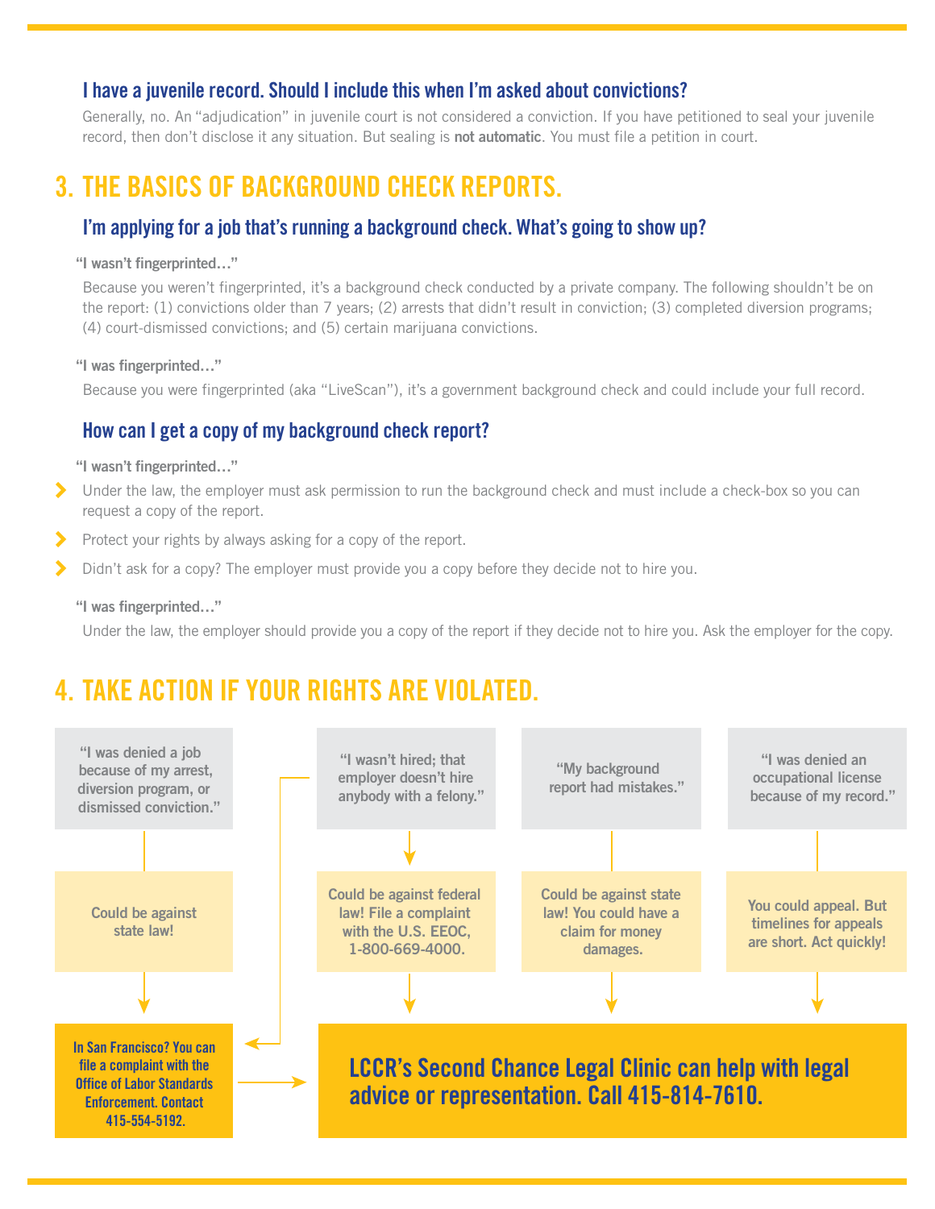### I have a juvenile record. Should I include this when I'm asked about convictions?

Generally, no. An "adjudication" in juvenile court is not considered a conviction. If you have petitioned to seal your juvenile record, then don't disclose it any situation. But sealing is **not automatic**. You must file a petition in court.

## 3. THE BASICS OF BACKGROUND CHECK REPORTS.

### I'm applying for a job that's running a background check. What's going to show up?

**"I wasn't fingerprinted…"**

Because you weren't fingerprinted, it's a background check conducted by a private company. The following shouldn't be on the report: (1) convictions older than 7 years; (2) arrests that didn't result in conviction; (3) completed diversion programs; (4) court-dismissed convictions; and (5) certain marijuana convictions.

**"I was fingerprinted…"**

Because you were fingerprinted (aka "LiveScan"), it's a government background check and could include your full record.

### How can I get a copy of my background check report?

**"I wasn't fingerprinted…"**

- Under the law, the employer must ask permission to run the background check and must include a check-box so you can request a copy of the report.
- Protect your rights by always asking for a copy of the report.
- Didn't ask for a copy? The employer must provide you a copy before they decide not to hire you.

**"I was fingerprinted…"**

Under the law, the employer should provide you a copy of the report if they decide not to hire you. Ask the employer for the copy.

## 4. TAKE ACTION IF YOUR RIGHTS ARE VIOLATED.

"I was denied a job because of my arrest, diversion program, or dismissed conviction."

Could be against state law!

"I wasn't hired; that employer doesn't hire anybody with a felony."

Could be against federal law! File a complaint with the U.S. EEOC, 1-800-669-4000.

"My background report had mistakes."

Could be against state law! You could have a claim for money damages.

"I was denied an occupational license because of my record."

You could appeal. But timelines for appeals are short. Act quickly!

**In San Francisco? You can file a complaint with the Office of Labor Standards Enforcement. Contact 415-554-5192.**

**LCCR's Second Chance Legal Clinic can help with legal advice or representation. Call 415-814-7610.**